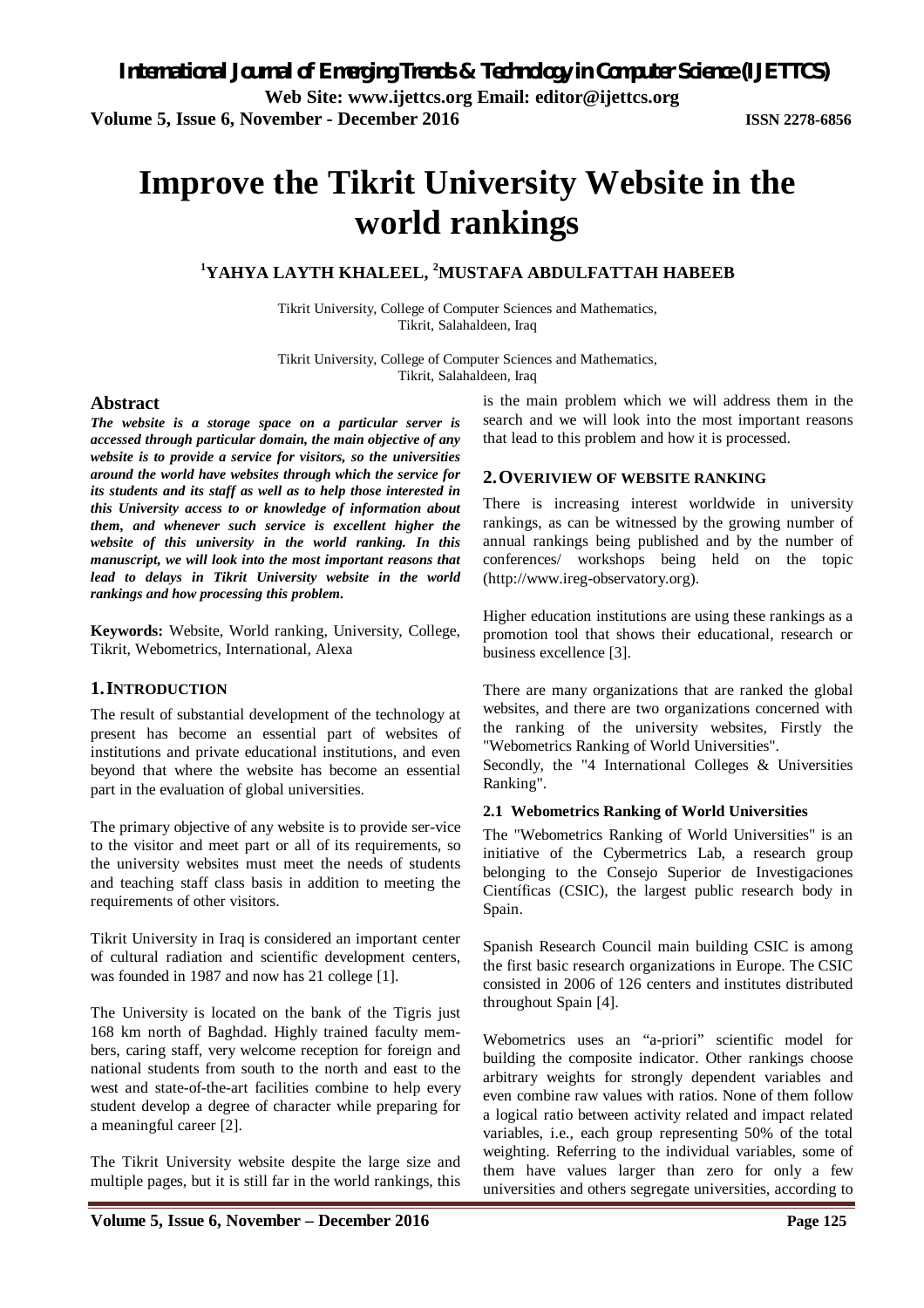# Improve the Tikrit University Website in the world rankings

**[1]YAHYA LAYTH KHALEEL, [2]MUSTAFA ABDULFATTAH HABEEB**

Tikrit University, College of Computer Sciences and Mathematics, Tikrit, Salahaldeen, Iraq

Tikrit University, College of Computer Sciences and Mathematics, Tikrit, Salahaldeen, Iraq

## Abstract

***The website is a storage space on a particular server is accessed through particular domain, the main objective of any website is to provide a service for visitors, so the universities around the world have websites through which the service for its students and its staff as well as to help those interested in this University access to or knowledge of information about them, and whenever such service is excellent higher the website of this university in the world ranking. In this manuscript, we will look into the most important reasons that lead to delays in Tikrit University website in the world rankings and how processing this problem.***

**Keywords:** Website, World ranking, University, College, Tikrit, Webometrics, International, Alexa

## 1. INTRODUCTION

The result of substantial development of the technology at present has become an essential part of websites of institutions and private educational institutions, and even beyond that where the website has become an essential part in the evaluation of global universities.

The primary objective of any website is to provide ser-vice to the visitor and meet part or all of its requirements, so the university websites must meet the needs of students and teaching staff class basis in addition to meeting the requirements of other visitors.

Tikrit University in Iraq is considered an important center of cultural radiation and scientific development centers, was founded in 1987 and now has 21 college [1].

The University is located on the bank of the Tigris just 168 km north of Baghdad. Highly trained faculty mem-bers, caring staff, very welcome reception for foreign and national students from south to the north and east to the west and state-of-the-art facilities combine to help every student develop a degree of character while preparing for a meaningful career [2].

The Tikrit University website despite the large size and multiple pages, but it is still far in the world rankings, this is the main problem which we will address them in the search and we will look into the most important reasons that lead to this problem and how it is processed.

## 2. OVERIVIEW OF WEBSITE RANKING

There is increasing interest worldwide in university rankings, as can be witnessed by the growing number of annual rankings being published and by the number of conferences/ workshops being held on the topic (http://www.ireg-observatory.org).

Higher education institutions are using these rankings as a promotion tool that shows their educational, research or business excellence [3].

There are many organizations that are ranked the global websites, and there are two organizations concerned with the ranking of the university websites, Firstly the "Webometrics Ranking of World Universities".
Secondly, the "4 International Colleges & Universities Ranking".

### 2.1 Webometrics Ranking of World Universities

The "Webometrics Ranking of World Universities" is an initiative of the Cybermetrics Lab, a research group belonging to the Consejo Superior de Investigaciones Científicas (CSIC), the largest public research body in Spain.

Spanish Research Council main building CSIC is among the first basic research organizations in Europe. The CSIC consisted in 2006 of 126 centers and institutes distributed throughout Spain [4].

Webometrics uses an "a-priori" scientific model for building the composite indicator. Other rankings choose arbitrary weights for strongly dependent variables and even combine raw values with ratios. None of them follow a logical ratio between activity related and impact related variables, i.e., each group representing 50% of the total weighting. Referring to the individual variables, some of them have values larger than zero for only a few universities and others segregate universities, according to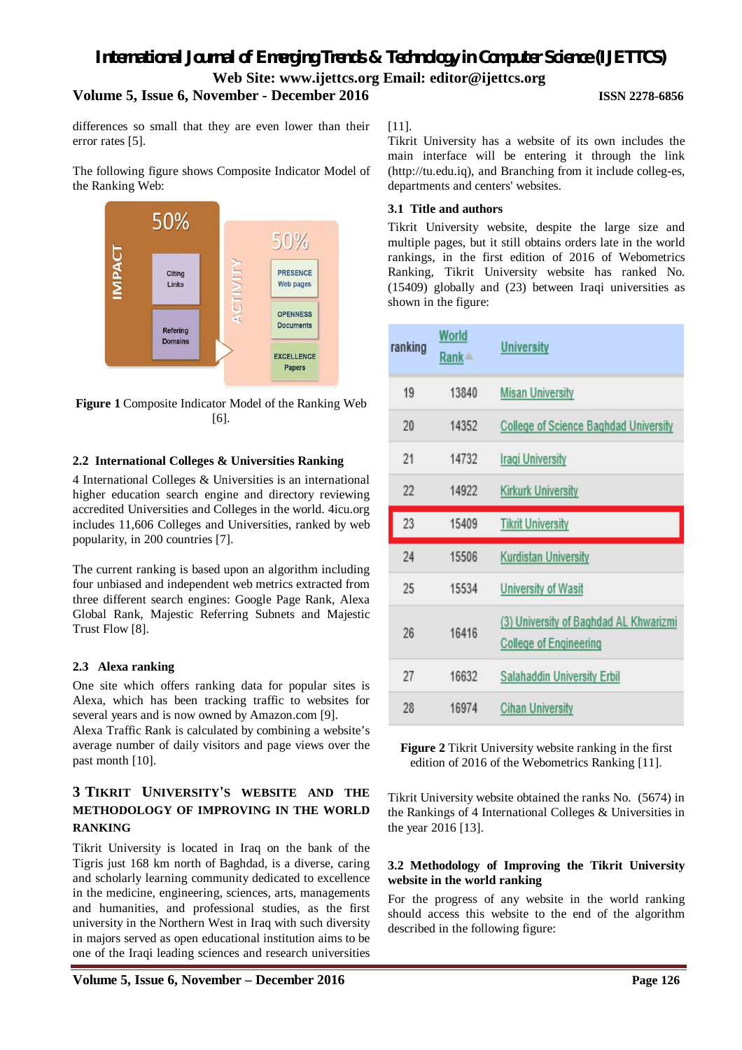differences so small that they are even lower than their error rates [5].

The following figure shows Composite Indicator Model of the Ranking Web:

**Figure 1** Composite Indicator Model of the Ranking Web [6].

### 2.2 International Colleges & Universities Ranking

4 International Colleges & Universities is an international higher education search engine and directory reviewing accredited Universities and Colleges in the world. 4icu.org includes 11,606 Colleges and Universities, ranked by web popularity, in 200 countries [7].

The current ranking is based upon an algorithm including four unbiased and independent web metrics extracted from three different search engines: Google Page Rank, Alexa Global Rank, Majestic Referring Subnets and Majestic Trust Flow [8].

### 2.3 Alexa ranking

One site which offers ranking data for popular sites is Alexa, which has been tracking traffic to websites for several years and is now owned by Amazon.com [9].
Alexa Traffic Rank is calculated by combining a website's average number of daily visitors and page views over the past month [10].

## 3 Tikrit University's Website and the Methodology of Improving in the World Ranking

Tikrit University is located in Iraq on the bank of the Tigris just 168 km north of Baghdad, is a diverse, caring and scholarly learning community dedicated to excellence in the medicine, engineering, sciences, arts, managements and humanities, and professional studies, as the first university in the Northern West in Iraq with such diversity in majors served as open educational institution aims to be one of the Iraqi leading sciences and research universities [11].
Tikrit University has a website of its own includes the main interface will be entering it through the link (http://tu.edu.iq), and Branching from it include colleg-es, departments and centers' websites.

### 3.1 Title and authors

Tikrit University website, despite the large size and multiple pages, but it still obtains orders late in the world rankings, in the first edition of 2016 of Webometrics Ranking, Tikrit University website has ranked No. (15409) globally and (23) between Iraqi universities as shown in the figure:

| ranking | World Rank | University |
|---|---|---|
| 19 | 13840 | Misan University |
| 20 | 14352 | College of Science Baghdad University |
| 21 | 14732 | Iraqi University |
| 22 | 14922 | Kirkurk University |
| 23 | 15409 | Tikrit University |
| 24 | 15506 | Kurdistan University |
| 25 | 15534 | University of Wasit |
| 26 | 16416 | (3) University of Baghdad AL Khwarizmi College of Engineering |
| 27 | 16632 | Salahaddin University Erbil |
| 28 | 16974 | Cihan University |

**Figure 2** Tikrit University website ranking in the first edition of 2016 of the Webometrics Ranking [11].

Tikrit University website obtained the ranks No. (5674) in the Rankings of 4 International Colleges & Universities in the year 2016 [13].

### 3.2 Methodology of Improving the Tikrit University website in the world ranking

For the progress of any website in the world ranking should access this website to the end of the algorithm described in the following figure: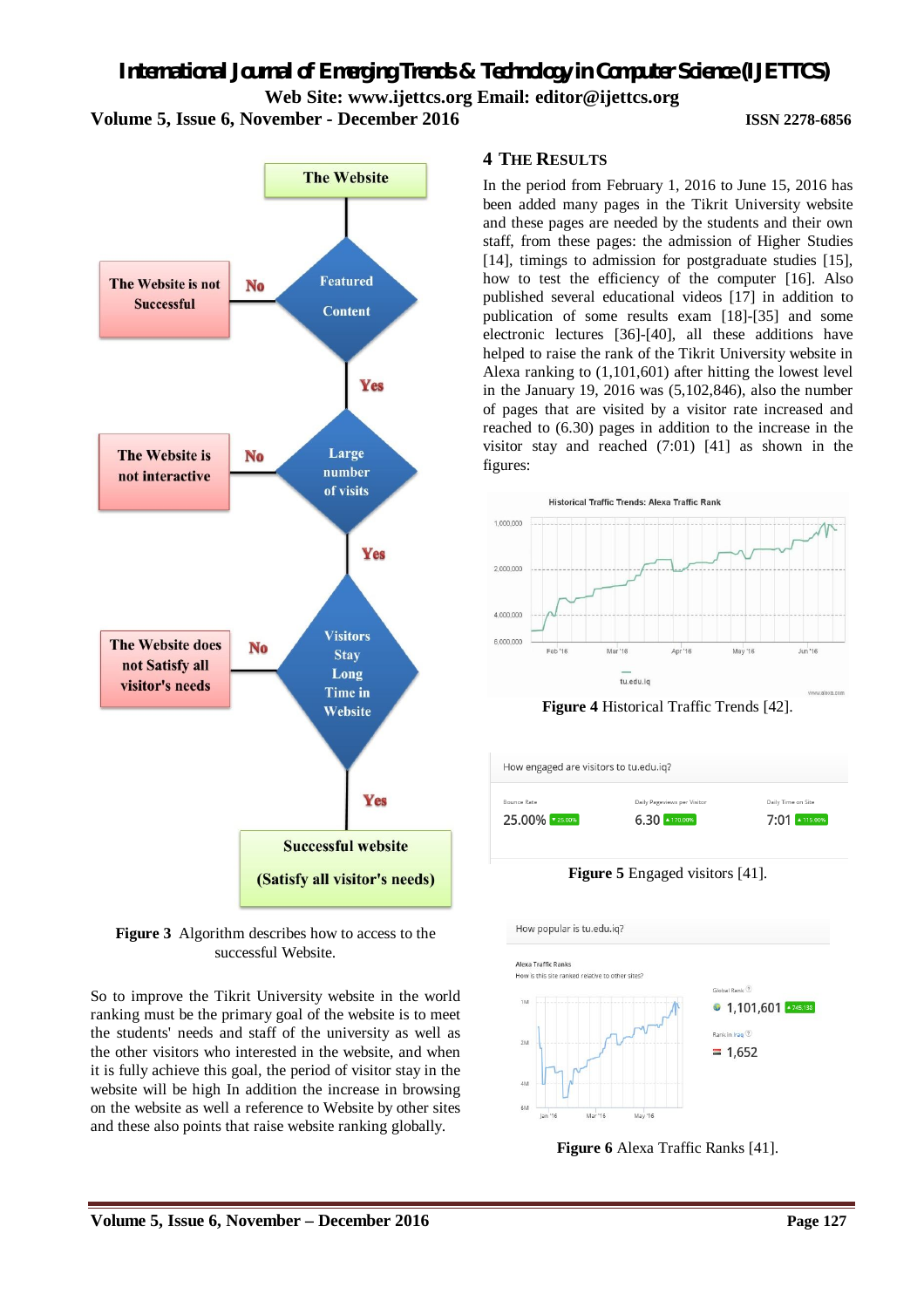**Figure 3** Algorithm describes how to access to the successful Website.

So to improve the Tikrit University website in the world ranking must be the primary goal of the website is to meet the students' needs and staff of the university as well as the other visitors who interested in the website, and when it is fully achieve this goal, the period of visitor stay in the website will be high In addition the increase in browsing on the website as well a reference to Website by other sites and these also points that raise website ranking globally.

## 4 THE RESULTS

In the period from February 1, 2016 to June 15, 2016 has been added many pages in the Tikrit University website and these pages are needed by the students and their own staff, from these pages: the admission of Higher Studies [14], timings to admission for postgraduate studies [15], how to test the efficiency of the computer [16]. Also published several educational videos [17] in addition to publication of some results exam [18]-[35] and some electronic lectures [36]-[40], all these additions have helped to raise the rank of the Tikrit University website in Alexa ranking to (1,101,601) after hitting the lowest level in the January 19, 2016 was (5,102,846), also the number of pages that are visited by a visitor rate increased and reached to (6.30) pages in addition to the increase in the visitor stay and reached (7:01) [41] as shown in the figures:

**Figure 4** Historical Traffic Trends [42].

**Figure 5** Engaged visitors [41].

**Figure 6** Alexa Traffic Ranks [41].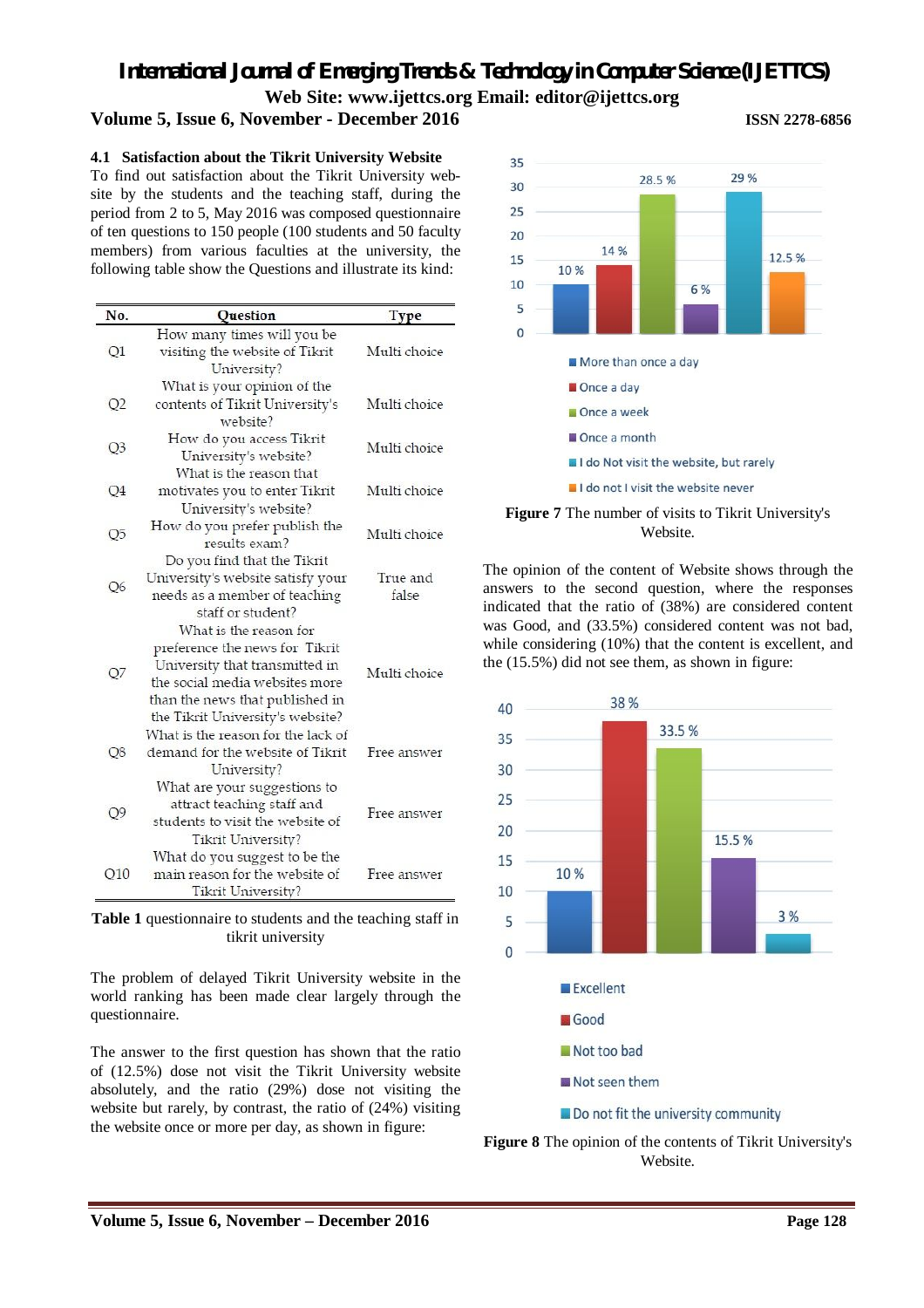### 4.1 Satisfaction about the Tikrit University Website

To find out satisfaction about the Tikrit University web-site by the students and the teaching staff, during the period from 2 to 5, May 2016 was composed questionnaire of ten questions to 150 people (100 students and 50 faculty members) from various faculties at the university, the following table show the Questions and illustrate its kind:

| No. | Question | Type |
|---|---|---|
| Q1 | How many times will you be visiting the website of Tikrit University? | Multi choice |
| Q2 | What is your opinion of the contents of Tikrit University's website? | Multi choice |
| Q3 | How do you access Tikrit University's website? | Multi choice |
| Q4 | What is the reason that motivates you to enter Tikrit University's website? | Multi choice |
| Q5 | How do you prefer publish the results exam? | Multi choice |
| Q6 | Do you find that the Tikrit University's website satisfy your needs as a member of teaching staff or student? | True and false |
| Q7 | What is the reason for preference the news for Tikrit University that transmitted in the social media websites more than the news that published in the Tikrit University's website? | Multi choice |
| Q8 | What is the reason for the lack of demand for the website of Tikrit University? | Free answer |
| Q9 | What are your suggestions to attract teaching staff and students to visit the website of Tikrit University? | Free answer |
| Q10 | What do you suggest to be the main reason for the website of Tikrit University? | Free answer |

**Table 1** questionnaire to students and the teaching staff in tikrit university

The problem of delayed Tikrit University website in the world ranking has been made clear largely through the questionnaire.

The answer to the first question has shown that the ratio of (12.5%) dose not visit the Tikrit University website absolutely, and the ratio (29%) dose not visiting the website but rarely, by contrast, the ratio of (24%) visiting the website once or more per day, as shown in figure:

**Figure 7** The number of visits to Tikrit University's Website.

The opinion of the content of Website shows through the answers to the second question, where the responses indicated that the ratio of (38%) are considered content was Good, and (33.5%) considered content was not bad, while considering (10%) that the content is excellent, and the (15.5%) did not see them, as shown in figure:

**Figure 8** The opinion of the contents of Tikrit University's Website.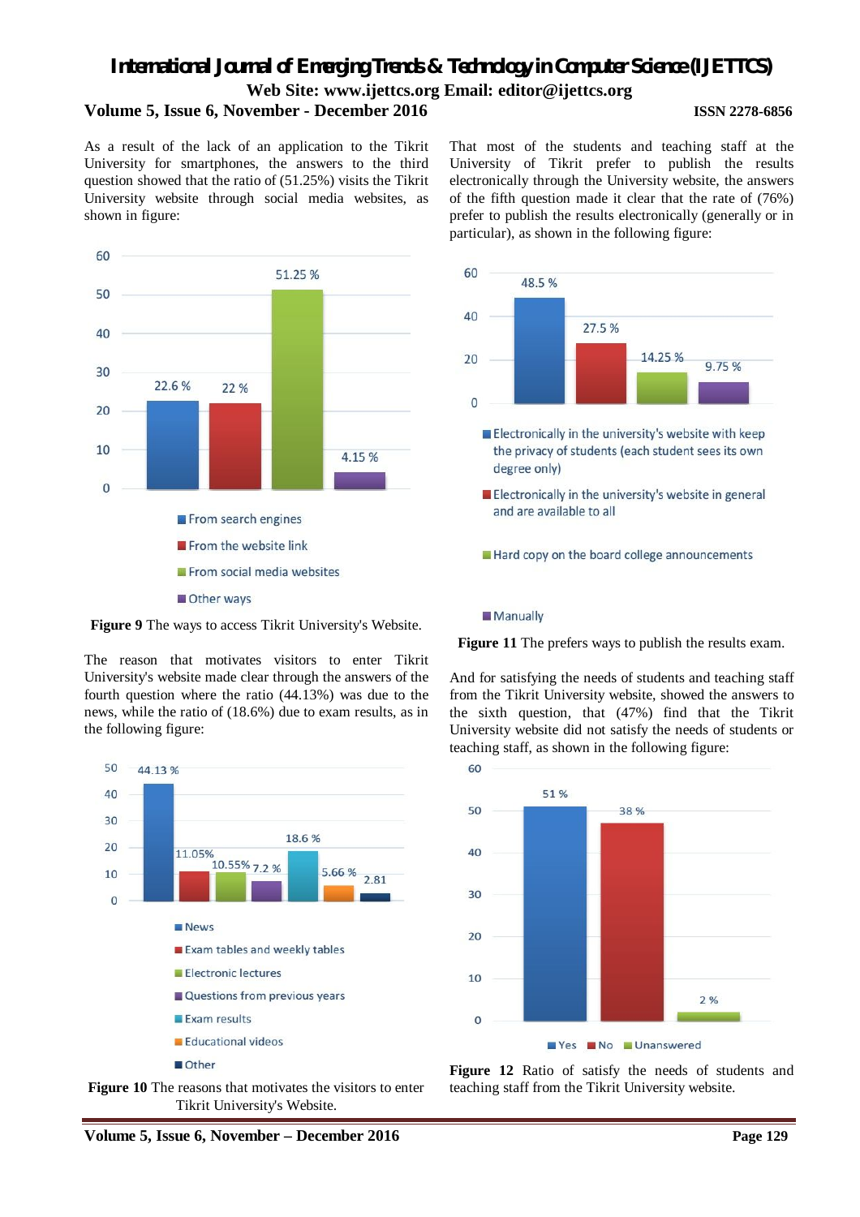As a result of the lack of an application to the Tikrit University for smartphones, the answers to the third question showed that the ratio of (51.25%) visits the Tikrit University website through social media websites, as shown in figure:

**Figure 9** The ways to access Tikrit University's Website.

The reason that motivates visitors to enter Tikrit University's website made clear through the answers of the fourth question where the ratio (44.13%) was due to the news, while the ratio of (18.6%) due to exam results, as in the following figure:

**Figure 10** The reasons that motivates the visitors to enter Tikrit University's Website.

That most of the students and teaching staff at the University of Tikrit prefer to publish the results electronically through the University website, the answers of the fifth question made it clear that the rate of (76%) prefer to publish the results electronically (generally or in particular), as shown in the following figure:

**Figure 11** The prefers ways to publish the results exam.

And for satisfying the needs of students and teaching staff from the Tikrit University website, showed the answers to the sixth question, that (47%) find that the Tikrit University website did not satisfy the needs of students or teaching staff, as shown in the following figure:

**Figure 12** Ratio of satisfy the needs of students and teaching staff from the Tikrit University website.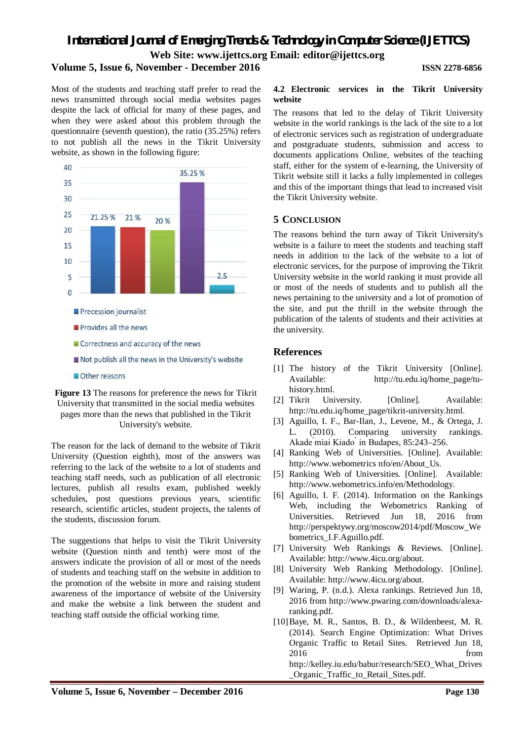Most of the students and teaching staff prefer to read the news transmitted through social media websites pages despite the lack of official for many of these pages, and when they were asked about this problem through the questionnaire (seventh question), the ratio (35.25%) refers to not publish all the news in the Tikrit University website, as shown in the following figure:

| Reason | Percentage |
|---|---|
| Precession journalist | 21.25 % |
| Provides all the news | 21 % |
| Correctness and accuracy of the news | 20 % |
| Not publish all the news in the University's website | 35.25 % |
| Other reasons | 2.5 |

**Figure 13** The reasons for preference the news for Tikrit University that transmitted in the social media websites pages more than the news that published in the Tikrit University's website.

The reason for the lack of demand to the website of Tikrit University (Question eighth), most of the answers was referring to the lack of the website to a lot of students and teaching staff needs, such as publication of all electronic lectures, publish all results exam, published weekly schedules, post questions previous years, scientific research, scientific articles, student projects, the talents of the students, discussion forum.

The suggestions that helps to visit the Tikrit University website (Question ninth and tenth) were most of the answers indicate the provision of all or most of the needs of students and teaching staff on the website in addition to the promotion of the website in more and raising student awareness of the importance of website of the University and make the website a link between the student and teaching staff outside the official working time.

### 4.2 Electronic services in the Tikrit University website

The reasons that led to the delay of Tikrit University website in the world rankings is the lack of the site to a lot of electronic services such as registration of undergraduate and postgraduate students, submission and access to documents applications Online, websites of the teaching staff, either for the system of e-learning, the University of Tikrit website still it lacks a fully implemented in colleges and this of the important things that lead to increased visit the Tikrit University website.

## 5 Conclusion

The reasons behind the turn away of Tikrit University's website is a failure to meet the students and teaching staff needs in addition to the lack of the website to a lot of electronic services, for the purpose of improving the Tikrit University website in the world ranking it must provide all or most of the needs of students and to publish all the news pertaining to the university and a lot of promotion of the site, and put the thrill in the website through the publication of the talents of students and their activities at the university.

## References

[1] The history of the Tikrit University [Online]. Available: http://tu.edu.iq/home_page/tu-history.html.

[2] Tikrit University. [Online]. Available: http://tu.edu.iq/home_page/tikrit-university.html.

[3] Aguillo, I. F., Bar-Ilan, J., Levene, M., & Ortega, J. L. (2010). Comparing university rankings. Akadémiai Kiadó in Budapes, 85:243–256.

[4] Ranking Web of Universities. [Online]. Available: http://www.webometrics nfo/en/About_Us.

[5] Ranking Web of Universities. [Online]. Available: http://www.webometrics.info/en/Methodology.

[6] Aguillo, I. F. (2014). Information on the Rankings Web, including the Webometrics Ranking of Universities. Retrieved Jun 18, 2016 from http://perspektywy.org/moscow2014/pdf/Moscow_Webometrics_I.F.Aguillo.pdf.

[7] University Web Rankings & Reviews. [Online]. Available: http://www.4icu.org/about.

[8] University Web Ranking Methodology. [Online]. Available: http://www.4icu.org/about.

[9] Waring, P. (n.d.). Alexa rankings. Retrieved Jun 18, 2016 from http://www.pwaring.com/downloads/alexa-ranking.pdf.

[10] Baye, M. R., Santos, B. D., & Wildenbeest, M. R. (2014). Search Engine Optimization: What Drives Organic Traffic to Retail Sites. Retrieved Jun 18, 2016 from http://kelley.iu.edu/babur/research/SEO_What_Drives_Organic_Traffic_to_Retail_Sites.pdf.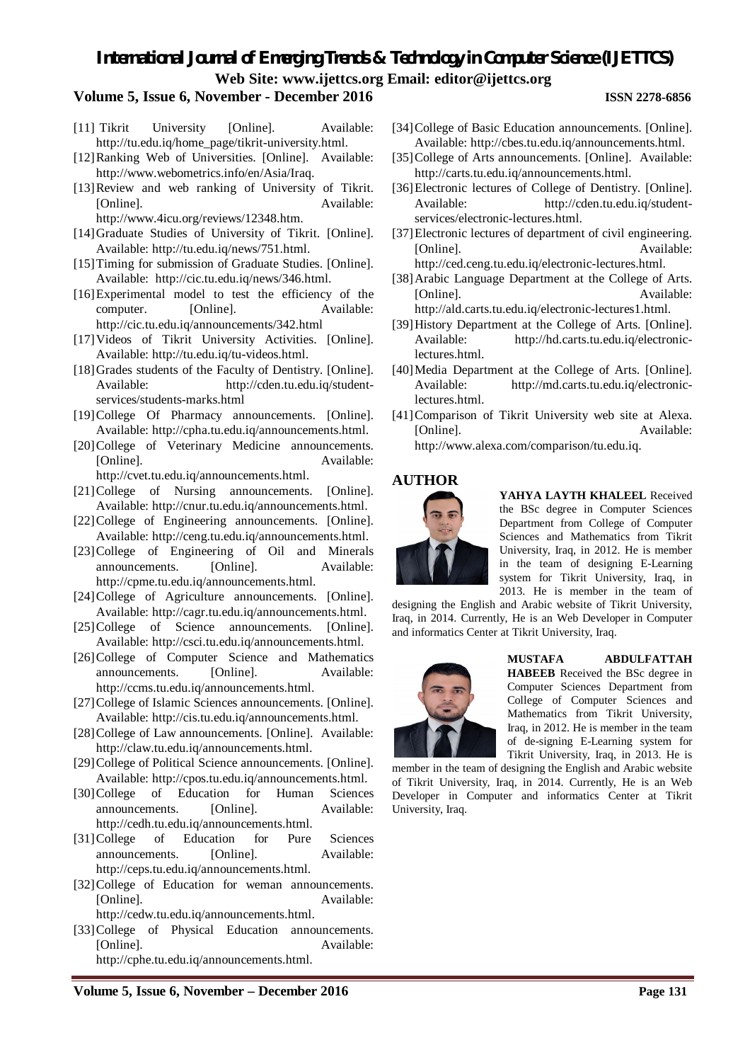[11] Tikrit University [Online]. Available: http://tu.edu.iq/home_page/tikrit-university.html.

[12] Ranking Web of Universities. [Online]. Available: http://www.webometrics.info/en/Asia/Iraq.

[13] Review and web ranking of University of Tikrit. [Online]. Available: http://www.4icu.org/reviews/12348.htm.

[14] Graduate Studies of University of Tikrit. [Online]. Available: http://tu.edu.iq/news/751.html.

[15] Timing for submission of Graduate Studies. [Online]. Available: http://cic.tu.edu.iq/news/346.html.

[16] Experimental model to test the efficiency of the computer. [Online]. Available: http://cic.tu.edu.iq/announcements/342.html

[17] Videos of Tikrit University Activities. [Online]. Available: http://tu.edu.iq/tu-videos.html.

[18] Grades students of the Faculty of Dentistry. [Online]. Available: http://cden.tu.edu.iq/student-services/students-marks.html

[19] College Of Pharmacy announcements. [Online]. Available: http://cpha.tu.edu.iq/announcements.html.

[20] College of Veterinary Medicine announcements. [Online]. Available: http://cvet.tu.edu.iq/announcements.html.

[21] College of Nursing announcements. [Online]. Available: http://cnur.tu.edu.iq/announcements.html.

[22] College of Engineering announcements. [Online]. Available: http://ceng.tu.edu.iq/announcements.html.

[23] College of Engineering of Oil and Minerals announcements. [Online]. Available: http://cpme.tu.edu.iq/announcements.html.

[24] College of Agriculture announcements. [Online]. Available: http://cagr.tu.edu.iq/announcements.html.

[25] College of Science announcements. [Online]. Available: http://csci.tu.edu.iq/announcements.html.

[26] College of Computer Science and Mathematics announcements. [Online]. Available: http://ccms.tu.edu.iq/announcements.html.

[27] College of Islamic Sciences announcements. [Online]. Available: http://cis.tu.edu.iq/announcements.html.

[28] College of Law announcements. [Online]. Available: http://claw.tu.edu.iq/announcements.html.

[29] College of Political Science announcements. [Online]. Available: http://cpos.tu.edu.iq/announcements.html.

[30] College of Education for Human Sciences announcements. [Online]. Available: http://cedh.tu.edu.iq/announcements.html.

[31] College of Education for Pure Sciences announcements. [Online]. Available: http://ceps.tu.edu.iq/announcements.html.

[32] College of Education for weman announcements. [Online]. Available: http://cedw.tu.edu.iq/announcements.html.

[33] College of Physical Education announcements. [Online]. Available: http://cphe.tu.edu.iq/announcements.html.

[34] College of Basic Education announcements. [Online]. Available: http://cbes.tu.edu.iq/announcements.html.

[35] College of Arts announcements. [Online]. Available: http://carts.tu.edu.iq/announcements.html.

[36] Electronic lectures of College of Dentistry. [Online]. Available: http://cden.tu.edu.iq/student-services/electronic-lectures.html.

[37] Electronic lectures of department of civil engineering. [Online]. Available: http://ced.ceng.tu.edu.iq/electronic-lectures.html.

[38] Arabic Language Department at the College of Arts. [Online]. Available: http://ald.carts.tu.edu.iq/electronic-lectures1.html.

[39] History Department at the College of Arts. [Online]. Available: http://hd.carts.tu.edu.iq/electronic-lectures.html.

[40] Media Department at the College of Arts. [Online]. Available: http://md.carts.tu.edu.iq/electronic-lectures.html.

[41] Comparison of Tikrit University web site at Alexa. [Online]. Available: http://www.alexa.com/comparison/tu.edu.iq.

## AUTHOR

**YAHYA LAYTH KHALEEL** Received the BSc degree in Computer Sciences Department from College of Computer Sciences and Mathematics from Tikrit University, Iraq, in 2012. He is member in the team of designing E-Learning system for Tikrit University, Iraq, in 2013. He is member in the team of designing the English and Arabic website of Tikrit University, Iraq, in 2014. Currently, He is an Web Developer in Computer and informatics Center at Tikrit University, Iraq.

**MUSTAFA ABDULFATTAH HABEEB** Received the BSc degree in Computer Sciences Department from College of Computer Sciences and Mathematics from Tikrit University, Iraq, in 2012. He is member in the team of de-signing E-Learning system for Tikrit University, Iraq, in 2013. He is member in the team of designing the English and Arabic website of Tikrit University, Iraq, in 2014. Currently, He is an Web Developer in Computer and informatics Center at Tikrit University, Iraq.